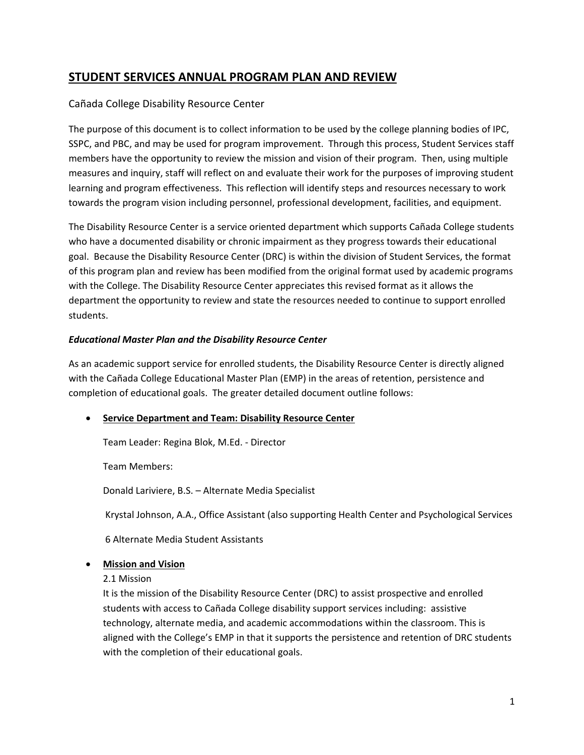# STUDENT SERVICES ANNUAL PROGRAM PLAN AND REVIEW

## Cañada College Disability Resource Center

The purpose of this document is to collect information to be used by the college planning bodies of IPC, SSPC, and PBC, and may be used for program improvement. Through this process, Student Services staff members have the opportunity to review the mission and vision of their program. Then, using multiple measures and inquiry, staff will reflect on and evaluate their work for the purposes of improving student learning and program effectiveness. This reflection will identify steps and resources necessary to work towards the program vision including personnel, professional development, facilities, and equipment.

The Disability Resource Center is a service oriented department which supports Cañada College students who have a documented disability or chronic impairment as they progress towards their educational goal. Because the Disability Resource Center (DRC) is within the division of Student Services, the format of this program plan and review has been modified from the original format used by academic programs with the College. The Disability Resource Center appreciates this revised format as it allows the department the opportunity to review and state the resources needed to continue to support enrolled students.

***Educational Master Plan and the Disability Resource Center***

As an academic support service for enrolled students, the Disability Resource Center is directly aligned with the Cañada College Educational Master Plan (EMP) in the areas of retention, persistence and completion of educational goals. The greater detailed document outline follows:

- **Service Department and Team: Disability Resource Center**

  Team Leader: Regina Blok, M.Ed. - Director

  Team Members:

  Donald Lariviere, B.S. – Alternate Media Specialist

  Krystal Johnson, A.A., Office Assistant (also supporting Health Center and Psychological Services

  6 Alternate Media Student Assistants

- **Mission and Vision**

  2.1 Mission

  It is the mission of the Disability Resource Center (DRC) to assist prospective and enrolled students with access to Cañada College disability support services including: assistive technology, alternate media, and academic accommodations within the classroom. This is aligned with the College's EMP in that it supports the persistence and retention of DRC students with the completion of their educational goals.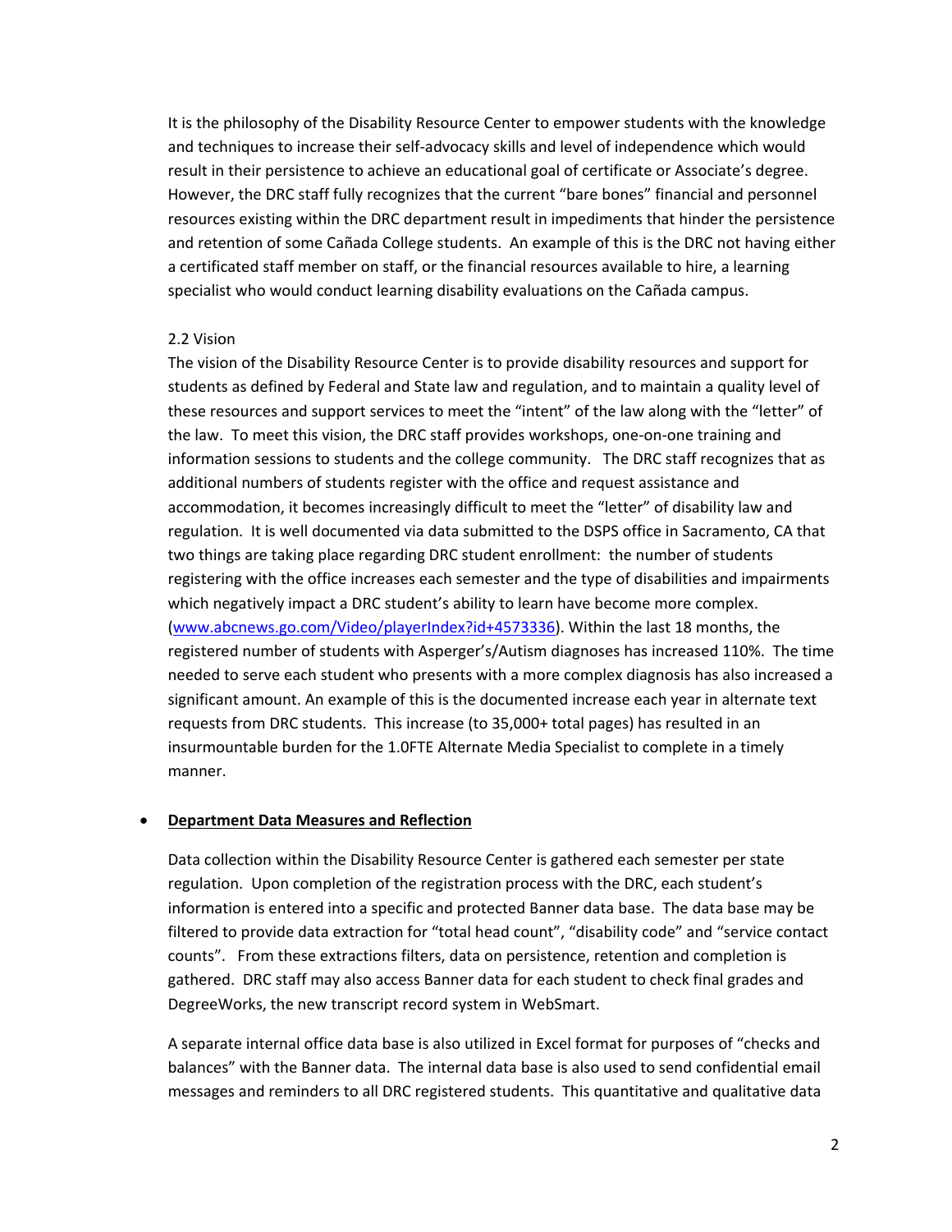It is the philosophy of the Disability Resource Center to empower students with the knowledge and techniques to increase their self-advocacy skills and level of independence which would result in their persistence to achieve an educational goal of certificate or Associate's degree. However, the DRC staff fully recognizes that the current "bare bones" financial and personnel resources existing within the DRC department result in impediments that hinder the persistence and retention of some Cañada College students. An example of this is the DRC not having either a certificated staff member on staff, or the financial resources available to hire, a learning specialist who would conduct learning disability evaluations on the Cañada campus.

2.2 Vision

The vision of the Disability Resource Center is to provide disability resources and support for students as defined by Federal and State law and regulation, and to maintain a quality level of these resources and support services to meet the "intent" of the law along with the "letter" of the law. To meet this vision, the DRC staff provides workshops, one-on-one training and information sessions to students and the college community. The DRC staff recognizes that as additional numbers of students register with the office and request assistance and accommodation, it becomes increasingly difficult to meet the "letter" of disability law and regulation. It is well documented via data submitted to the DSPS office in Sacramento, CA that two things are taking place regarding DRC student enrollment: the number of students registering with the office increases each semester and the type of disabilities and impairments which negatively impact a DRC student's ability to learn have become more complex. (www.abcnews.go.com/Video/playerIndex?id+4573336). Within the last 18 months, the registered number of students with Asperger's/Autism diagnoses has increased 110%. The time needed to serve each student who presents with a more complex diagnosis has also increased a significant amount. An example of this is the documented increase each year in alternate text requests from DRC students. This increase (to 35,000+ total pages) has resulted in an insurmountable burden for the 1.0FTE Alternate Media Specialist to complete in a timely manner.

- **Department Data Measures and Reflection**

  Data collection within the Disability Resource Center is gathered each semester per state regulation. Upon completion of the registration process with the DRC, each student's information is entered into a specific and protected Banner data base. The data base may be filtered to provide data extraction for "total head count", "disability code" and "service contact counts". From these extractions filters, data on persistence, retention and completion is gathered. DRC staff may also access Banner data for each student to check final grades and DegreeWorks, the new transcript record system in WebSmart.

  A separate internal office data base is also utilized in Excel format for purposes of "checks and balances" with the Banner data. The internal data base is also used to send confidential email messages and reminders to all DRC registered students. This quantitative and qualitative data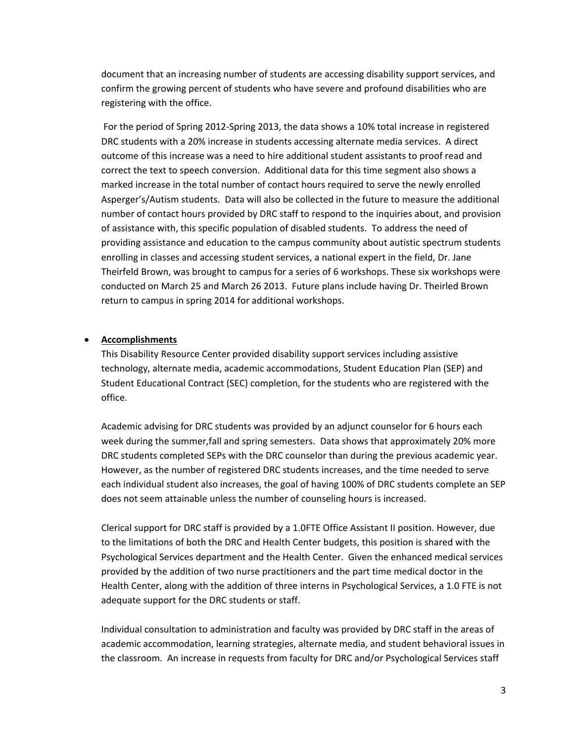document that an increasing number of students are accessing disability support services, and confirm the growing percent of students who have severe and profound disabilities who are registering with the office.

For the period of Spring 2012-Spring 2013, the data shows a 10% total increase in registered DRC students with a 20% increase in students accessing alternate media services. A direct outcome of this increase was a need to hire additional student assistants to proof read and correct the text to speech conversion. Additional data for this time segment also shows a marked increase in the total number of contact hours required to serve the newly enrolled Asperger's/Autism students. Data will also be collected in the future to measure the additional number of contact hours provided by DRC staff to respond to the inquiries about, and provision of assistance with, this specific population of disabled students. To address the need of providing assistance and education to the campus community about autistic spectrum students enrolling in classes and accessing student services, a national expert in the field, Dr. Jane Theirfeld Brown, was brought to campus for a series of 6 workshops. These six workshops were conducted on March 25 and March 26 2013. Future plans include having Dr. Theirled Brown return to campus in spring 2014 for additional workshops.

- **Accomplishments**

  This Disability Resource Center provided disability support services including assistive technology, alternate media, academic accommodations, Student Education Plan (SEP) and Student Educational Contract (SEC) completion, for the students who are registered with the office.

  Academic advising for DRC students was provided by an adjunct counselor for 6 hours each week during the summer,fall and spring semesters. Data shows that approximately 20% more DRC students completed SEPs with the DRC counselor than during the previous academic year. However, as the number of registered DRC students increases, and the time needed to serve each individual student also increases, the goal of having 100% of DRC students complete an SEP does not seem attainable unless the number of counseling hours is increased.

  Clerical support for DRC staff is provided by a 1.0FTE Office Assistant II position. However, due to the limitations of both the DRC and Health Center budgets, this position is shared with the Psychological Services department and the Health Center. Given the enhanced medical services provided by the addition of two nurse practitioners and the part time medical doctor in the Health Center, along with the addition of three interns in Psychological Services, a 1.0 FTE is not adequate support for the DRC students or staff.

  Individual consultation to administration and faculty was provided by DRC staff in the areas of academic accommodation, learning strategies, alternate media, and student behavioral issues in the classroom. An increase in requests from faculty for DRC and/or Psychological Services staff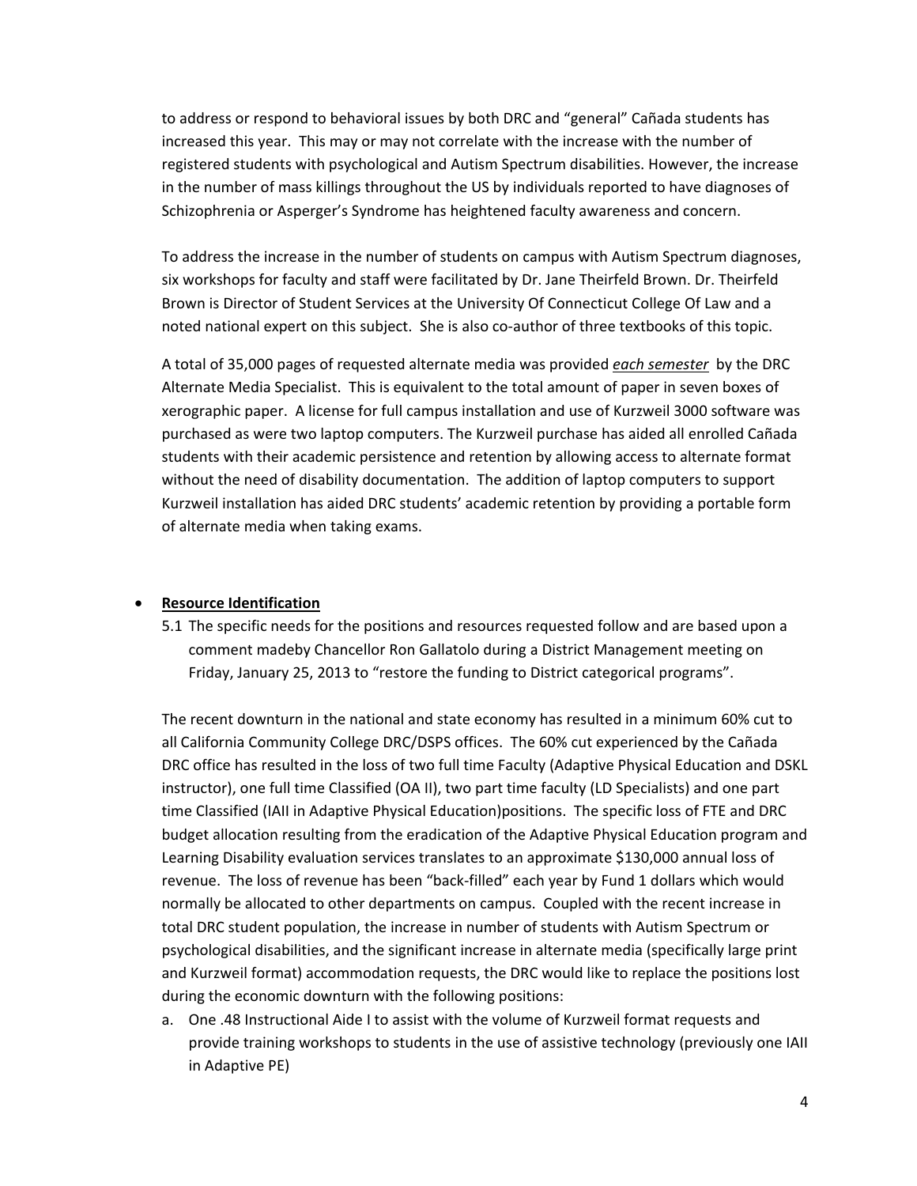to address or respond to behavioral issues by both DRC and "general" Cañada students has increased this year. This may or may not correlate with the increase with the number of registered students with psychological and Autism Spectrum disabilities. However, the increase in the number of mass killings throughout the US by individuals reported to have diagnoses of Schizophrenia or Asperger's Syndrome has heightened faculty awareness and concern.

To address the increase in the number of students on campus with Autism Spectrum diagnoses, six workshops for faculty and staff were facilitated by Dr. Jane Theirfeld Brown. Dr. Theirfeld Brown is Director of Student Services at the University Of Connecticut College Of Law and a noted national expert on this subject. She is also co-author of three textbooks of this topic.

A total of 35,000 pages of requested alternate media was provided ***each semester*** by the DRC Alternate Media Specialist. This is equivalent to the total amount of paper in seven boxes of xerographic paper. A license for full campus installation and use of Kurzweil 3000 software was purchased as were two laptop computers. The Kurzweil purchase has aided all enrolled Cañada students with their academic persistence and retention by allowing access to alternate format without the need of disability documentation. The addition of laptop computers to support Kurzweil installation has aided DRC students' academic retention by providing a portable form of alternate media when taking exams.

- **Resource Identification**

  5.1 The specific needs for the positions and resources requested follow and are based upon a comment madeby Chancellor Ron Gallatolo during a District Management meeting on Friday, January 25, 2013 to "restore the funding to District categorical programs".

The recent downturn in the national and state economy has resulted in a minimum 60% cut to all California Community College DRC/DSPS offices. The 60% cut experienced by the Cañada DRC office has resulted in the loss of two full time Faculty (Adaptive Physical Education and DSKL instructor), one full time Classified (OA II), two part time faculty (LD Specialists) and one part time Classified (IAII in Adaptive Physical Education)positions. The specific loss of FTE and DRC budget allocation resulting from the eradication of the Adaptive Physical Education program and Learning Disability evaluation services translates to an approximate $130,000 annual loss of revenue. The loss of revenue has been "back-filled" each year by Fund 1 dollars which would normally be allocated to other departments on campus. Coupled with the recent increase in total DRC student population, the increase in number of students with Autism Spectrum or psychological disabilities, and the significant increase in alternate media (specifically large print and Kurzweil format) accommodation requests, the DRC would like to replace the positions lost during the economic downturn with the following positions:

a. One .48 Instructional Aide I to assist with the volume of Kurzweil format requests and provide training workshops to students in the use of assistive technology (previously one IAII in Adaptive PE)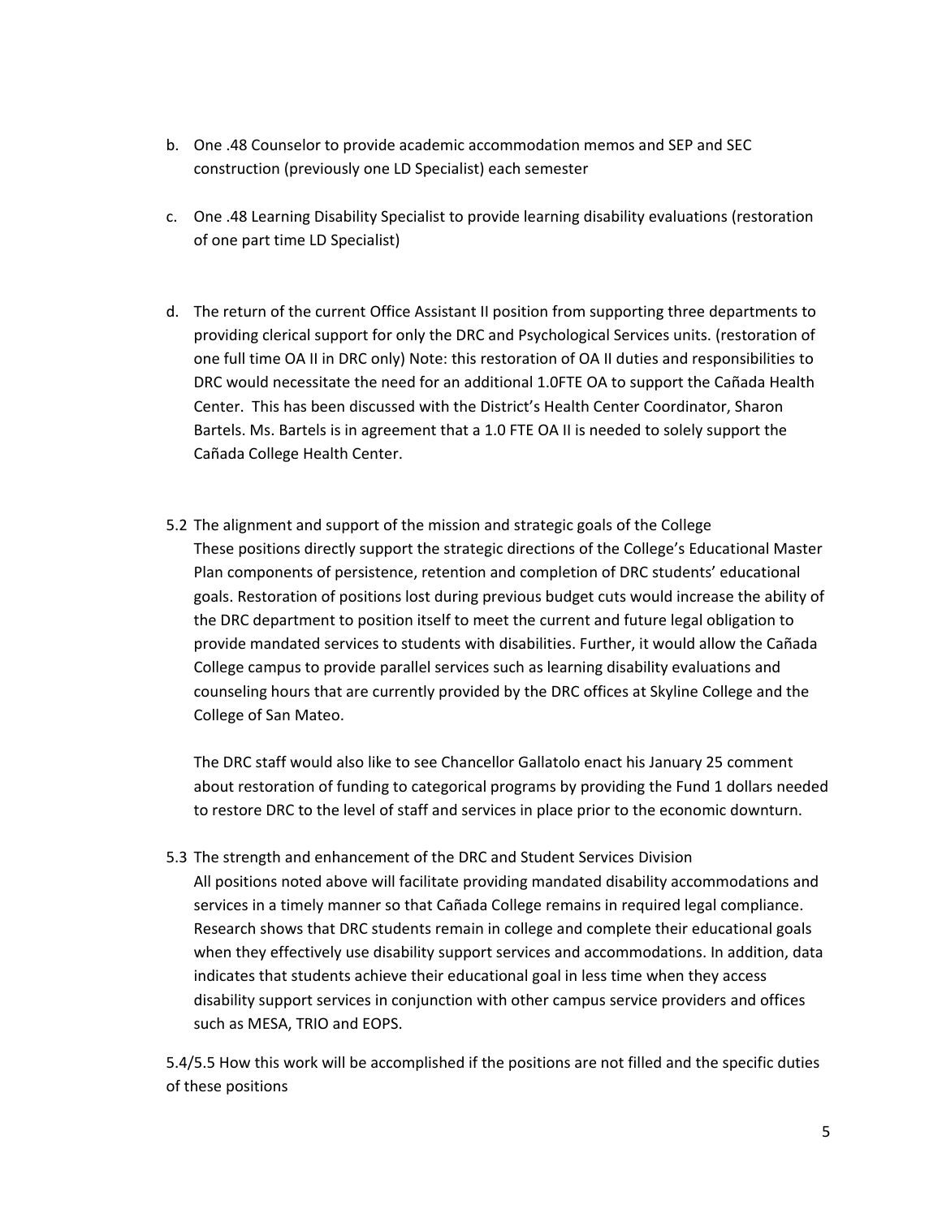b. One .48 Counselor to provide academic accommodation memos and SEP and SEC construction (previously one LD Specialist) each semester

c. One .48 Learning Disability Specialist to provide learning disability evaluations (restoration of one part time LD Specialist)

d. The return of the current Office Assistant II position from supporting three departments to providing clerical support for only the DRC and Psychological Services units. (restoration of one full time OA II in DRC only) Note: this restoration of OA II duties and responsibilities to DRC would necessitate the need for an additional 1.0FTE OA to support the Cañada Health Center. This has been discussed with the District's Health Center Coordinator, Sharon Bartels. Ms. Bartels is in agreement that a 1.0 FTE OA II is needed to solely support the Cañada College Health Center.

5.2 The alignment and support of the mission and strategic goals of the College

These positions directly support the strategic directions of the College's Educational Master Plan components of persistence, retention and completion of DRC students' educational goals. Restoration of positions lost during previous budget cuts would increase the ability of the DRC department to position itself to meet the current and future legal obligation to provide mandated services to students with disabilities. Further, it would allow the Cañada College campus to provide parallel services such as learning disability evaluations and counseling hours that are currently provided by the DRC offices at Skyline College and the College of San Mateo.

The DRC staff would also like to see Chancellor Gallatolo enact his January 25 comment about restoration of funding to categorical programs by providing the Fund 1 dollars needed to restore DRC to the level of staff and services in place prior to the economic downturn.

5.3 The strength and enhancement of the DRC and Student Services Division

All positions noted above will facilitate providing mandated disability accommodations and services in a timely manner so that Cañada College remains in required legal compliance. Research shows that DRC students remain in college and complete their educational goals when they effectively use disability support services and accommodations. In addition, data indicates that students achieve their educational goal in less time when they access disability support services in conjunction with other campus service providers and offices such as MESA, TRIO and EOPS.

5.4/5.5 How this work will be accomplished if the positions are not filled and the specific duties of these positions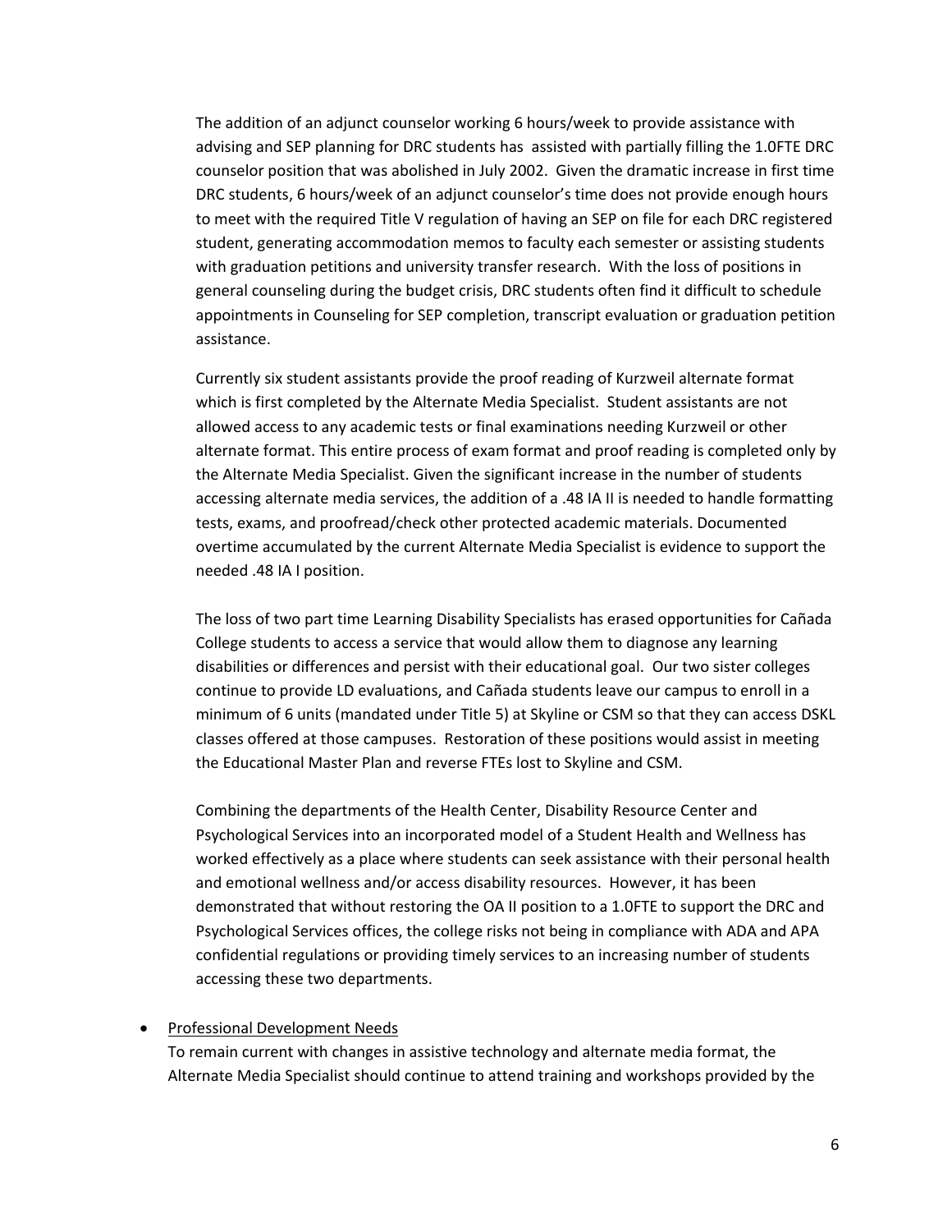The addition of an adjunct counselor working 6 hours/week to provide assistance with advising and SEP planning for DRC students has assisted with partially filling the 1.0FTE DRC counselor position that was abolished in July 2002. Given the dramatic increase in first time DRC students, 6 hours/week of an adjunct counselor's time does not provide enough hours to meet with the required Title V regulation of having an SEP on file for each DRC registered student, generating accommodation memos to faculty each semester or assisting students with graduation petitions and university transfer research. With the loss of positions in general counseling during the budget crisis, DRC students often find it difficult to schedule appointments in Counseling for SEP completion, transcript evaluation or graduation petition assistance.

Currently six student assistants provide the proof reading of Kurzweil alternate format which is first completed by the Alternate Media Specialist. Student assistants are not allowed access to any academic tests or final examinations needing Kurzweil or other alternate format. This entire process of exam format and proof reading is completed only by the Alternate Media Specialist. Given the significant increase in the number of students accessing alternate media services, the addition of a .48 IA II is needed to handle formatting tests, exams, and proofread/check other protected academic materials. Documented overtime accumulated by the current Alternate Media Specialist is evidence to support the needed .48 IA I position.

The loss of two part time Learning Disability Specialists has erased opportunities for Cañada College students to access a service that would allow them to diagnose any learning disabilities or differences and persist with their educational goal. Our two sister colleges continue to provide LD evaluations, and Cañada students leave our campus to enroll in a minimum of 6 units (mandated under Title 5) at Skyline or CSM so that they can access DSKL classes offered at those campuses. Restoration of these positions would assist in meeting the Educational Master Plan and reverse FTEs lost to Skyline and CSM.

Combining the departments of the Health Center, Disability Resource Center and Psychological Services into an incorporated model of a Student Health and Wellness has worked effectively as a place where students can seek assistance with their personal health and emotional wellness and/or access disability resources. However, it has been demonstrated that without restoring the OA II position to a 1.0FTE to support the DRC and Psychological Services offices, the college risks not being in compliance with ADA and APA confidential regulations or providing timely services to an increasing number of students accessing these two departments.

- Professional Development Needs
  To remain current with changes in assistive technology and alternate media format, the Alternate Media Specialist should continue to attend training and workshops provided by the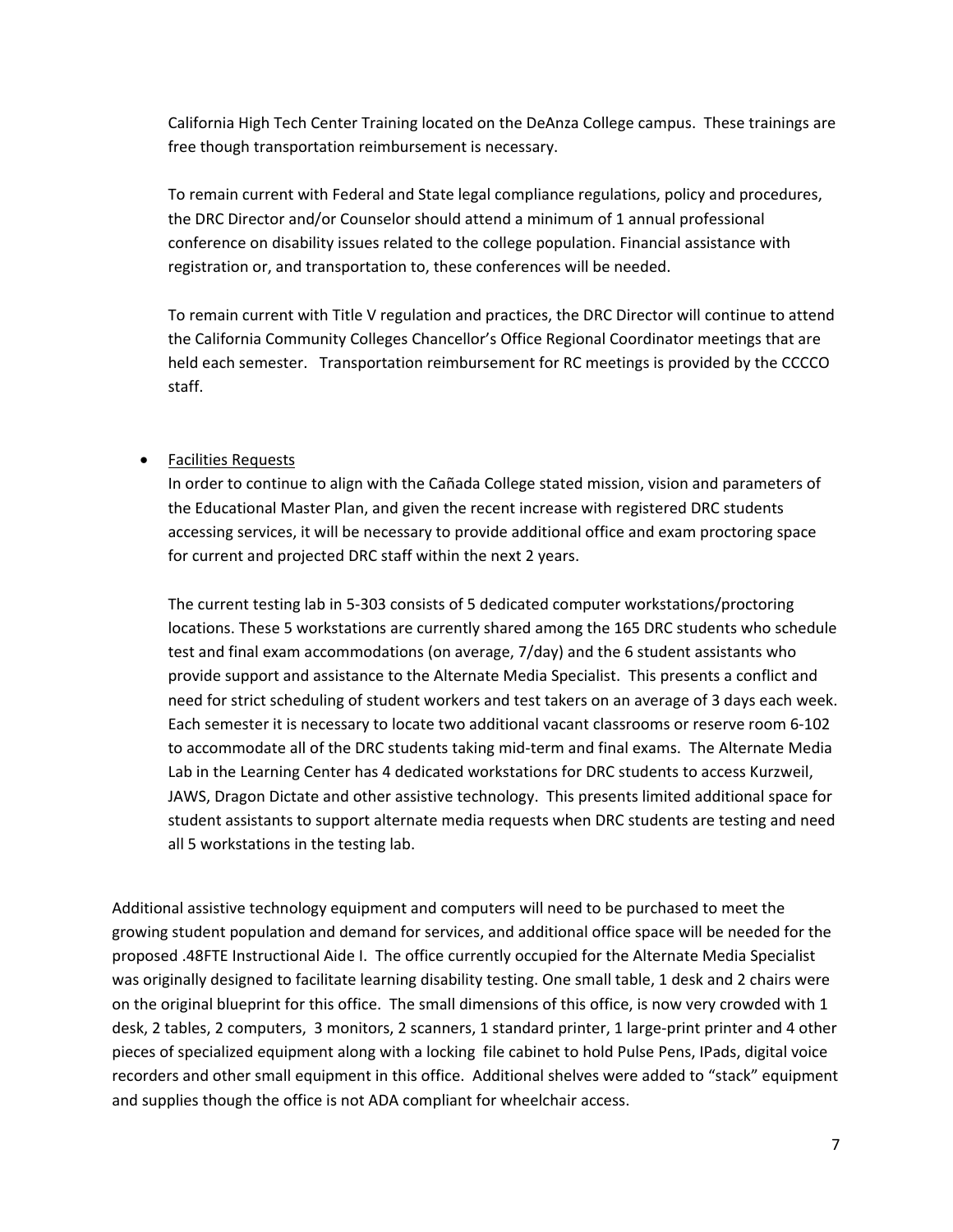California High Tech Center Training located on the DeAnza College campus. These trainings are free though transportation reimbursement is necessary.

To remain current with Federal and State legal compliance regulations, policy and procedures, the DRC Director and/or Counselor should attend a minimum of 1 annual professional conference on disability issues related to the college population. Financial assistance with registration or, and transportation to, these conferences will be needed.

To remain current with Title V regulation and practices, the DRC Director will continue to attend the California Community Colleges Chancellor's Office Regional Coordinator meetings that are held each semester. Transportation reimbursement for RC meetings is provided by the CCCCO staff.

- <u>Facilities Requests</u>

  In order to continue to align with the Cañada College stated mission, vision and parameters of the Educational Master Plan, and given the recent increase with registered DRC students accessing services, it will be necessary to provide additional office and exam proctoring space for current and projected DRC staff within the next 2 years.

  The current testing lab in 5-303 consists of 5 dedicated computer workstations/proctoring locations. These 5 workstations are currently shared among the 165 DRC students who schedule test and final exam accommodations (on average, 7/day) and the 6 student assistants who provide support and assistance to the Alternate Media Specialist. This presents a conflict and need for strict scheduling of student workers and test takers on an average of 3 days each week. Each semester it is necessary to locate two additional vacant classrooms or reserve room 6-102 to accommodate all of the DRC students taking mid-term and final exams. The Alternate Media Lab in the Learning Center has 4 dedicated workstations for DRC students to access Kurzweil, JAWS, Dragon Dictate and other assistive technology. This presents limited additional space for student assistants to support alternate media requests when DRC students are testing and need all 5 workstations in the testing lab.

Additional assistive technology equipment and computers will need to be purchased to meet the growing student population and demand for services, and additional office space will be needed for the proposed .48FTE Instructional Aide I. The office currently occupied for the Alternate Media Specialist was originally designed to facilitate learning disability testing. One small table, 1 desk and 2 chairs were on the original blueprint for this office. The small dimensions of this office, is now very crowded with 1 desk, 2 tables, 2 computers, 3 monitors, 2 scanners, 1 standard printer, 1 large-print printer and 4 other pieces of specialized equipment along with a locking file cabinet to hold Pulse Pens, IPads, digital voice recorders and other small equipment in this office. Additional shelves were added to "stack" equipment and supplies though the office is not ADA compliant for wheelchair access.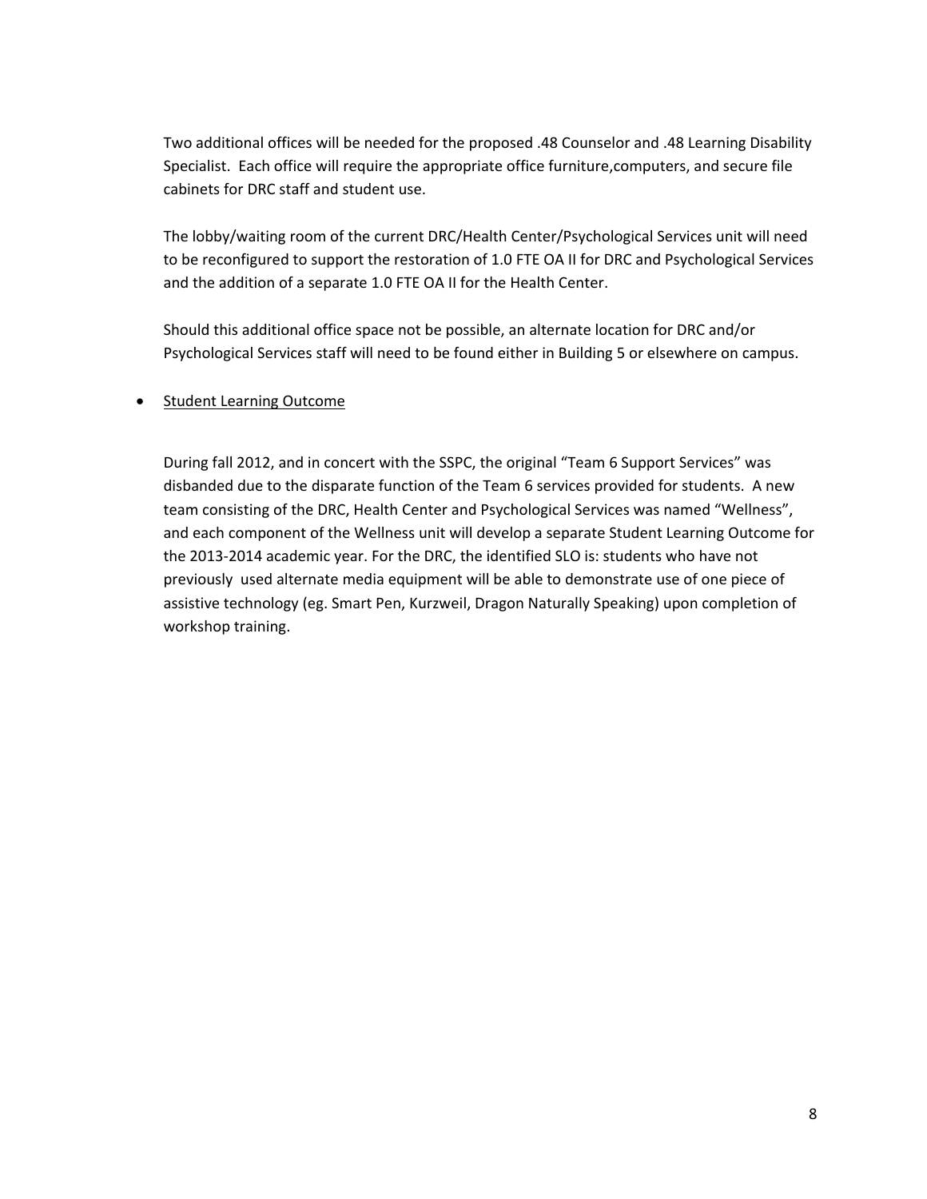Two additional offices will be needed for the proposed .48 Counselor and .48 Learning Disability Specialist. Each office will require the appropriate office furniture,computers, and secure file cabinets for DRC staff and student use.

The lobby/waiting room of the current DRC/Health Center/Psychological Services unit will need to be reconfigured to support the restoration of 1.0 FTE OA II for DRC and Psychological Services and the addition of a separate 1.0 FTE OA II for the Health Center.

Should this additional office space not be possible, an alternate location for DRC and/or Psychological Services staff will need to be found either in Building 5 or elsewhere on campus.

- <u>Student Learning Outcome</u>

  During fall 2012, and in concert with the SSPC, the original "Team 6 Support Services" was disbanded due to the disparate function of the Team 6 services provided for students. A new team consisting of the DRC, Health Center and Psychological Services was named "Wellness", and each component of the Wellness unit will develop a separate Student Learning Outcome for the 2013-2014 academic year. For the DRC, the identified SLO is: students who have not previously used alternate media equipment will be able to demonstrate use of one piece of assistive technology (eg. Smart Pen, Kurzweil, Dragon Naturally Speaking) upon completion of workshop training.